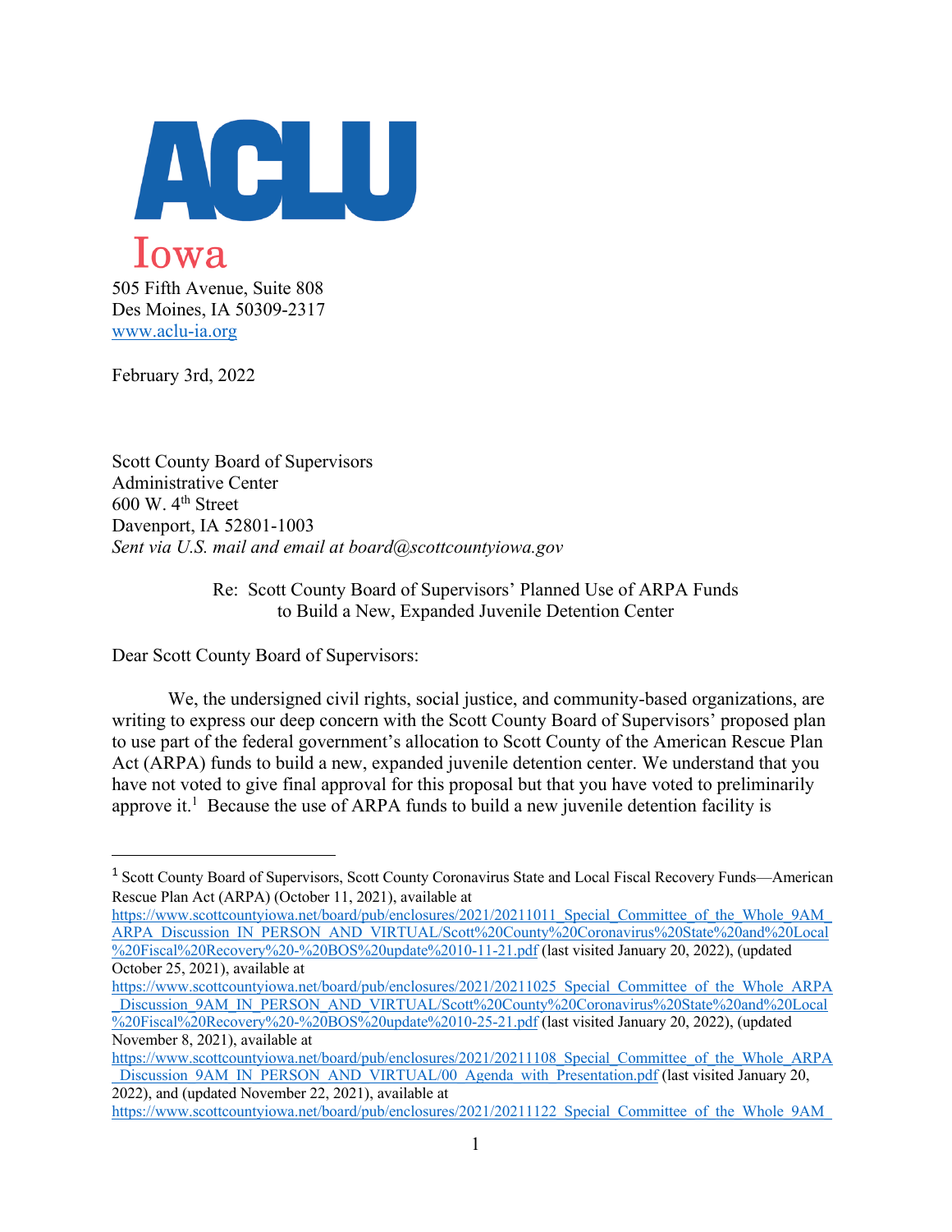**ACLU**
Iowa

505 Fifth Avenue, Suite 808
Des Moines, IA 50309-2317
www.aclu-ia.org

February 3rd, 2022

Scott County Board of Supervisors
Administrative Center
600 W. 4th Street
Davenport, IA 52801-1003
*Sent via U.S. mail and email at board@scottcountyiowa.gov*

Re: Scott County Board of Supervisors' Planned Use of ARPA Funds to Build a New, Expanded Juvenile Detention Center

Dear Scott County Board of Supervisors:

We, the undersigned civil rights, social justice, and community-based organizations, are writing to express our deep concern with the Scott County Board of Supervisors' proposed plan to use part of the federal government's allocation to Scott County of the American Rescue Plan Act (ARPA) funds to build a new, expanded juvenile detention center. We understand that you have not voted to give final approval for this proposal but that you have voted to preliminarily approve it.[1] Because the use of ARPA funds to build a new juvenile detention facility is

---

[1] Scott County Board of Supervisors, Scott County Coronavirus State and Local Fiscal Recovery Funds—American Rescue Plan Act (ARPA) (October 11, 2021), available at https://www.scottcountyiowa.net/board/pub/enclosures/2021/20211011_Special_Committee_of_the_Whole_9AM_ARPA_Discussion_IN_PERSON_AND_VIRTUAL/Scott%20County%20Coronavirus%20State%20and%20Local%20Fiscal%20Recovery%20-%20BOS%20update%2010-11-21.pdf (last visited January 20, 2022), (updated October 25, 2021), available at https://www.scottcountyiowa.net/board/pub/enclosures/2021/20211025_Special_Committee_of_the_Whole_ARPA_Discussion_9AM_IN_PERSON_AND_VIRTUAL/Scott%20County%20Coronavirus%20State%20and%20Local%20Fiscal%20Recovery%20-%20BOS%20update%2010-25-21.pdf (last visited January 20, 2022), (updated November 8, 2021), available at https://www.scottcountyiowa.net/board/pub/enclosures/2021/20211108_Special_Committee_of_the_Whole_ARPA_Discussion_9AM_IN_PERSON_AND_VIRTUAL/00_Agenda_with_Presentation.pdf (last visited January 20, 2022), and (updated November 22, 2021), available at https://www.scottcountyiowa.net/board/pub/enclosures/2021/20211122_Special_Committee_of_the_Whole_9AM_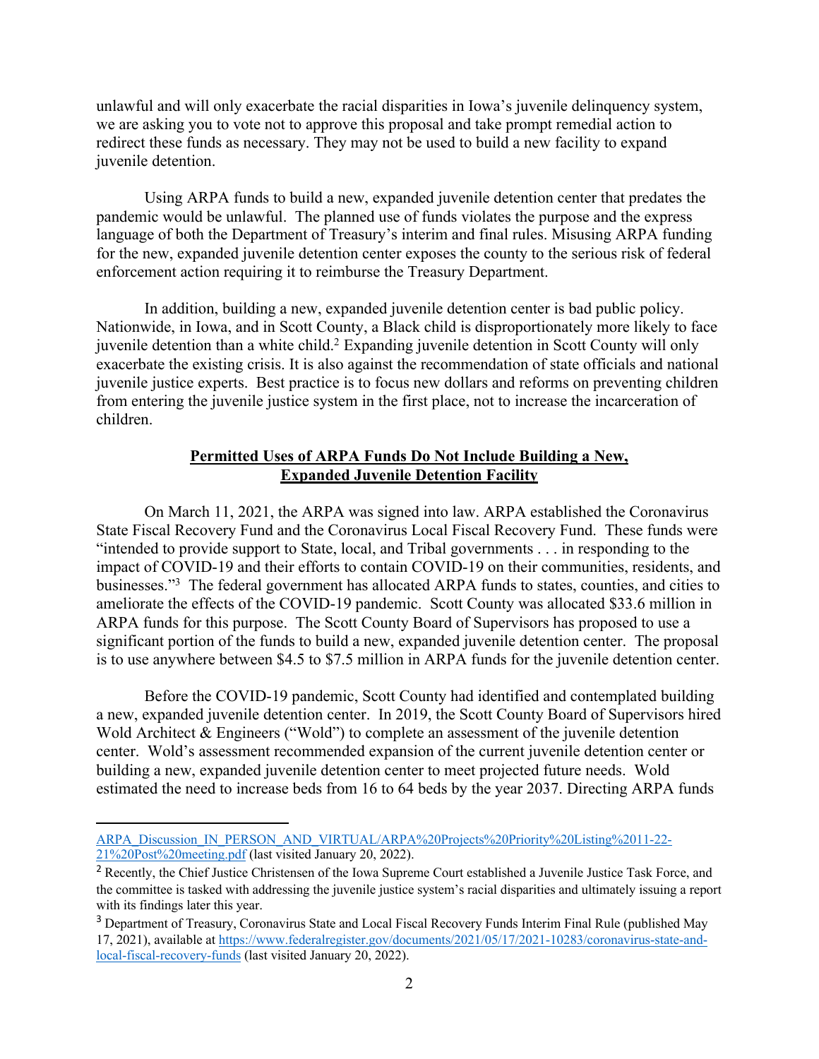unlawful and will only exacerbate the racial disparities in Iowa's juvenile delinquency system, we are asking you to vote not to approve this proposal and take prompt remedial action to redirect these funds as necessary. They may not be used to build a new facility to expand juvenile detention.

Using ARPA funds to build a new, expanded juvenile detention center that predates the pandemic would be unlawful. The planned use of funds violates the purpose and the express language of both the Department of Treasury's interim and final rules. Misusing ARPA funding for the new, expanded juvenile detention center exposes the county to the serious risk of federal enforcement action requiring it to reimburse the Treasury Department.

In addition, building a new, expanded juvenile detention center is bad public policy. Nationwide, in Iowa, and in Scott County, a Black child is disproportionately more likely to face juvenile detention than a white child.[2] Expanding juvenile detention in Scott County will only exacerbate the existing crisis. It is also against the recommendation of state officials and national juvenile justice experts. Best practice is to focus new dollars and reforms on preventing children from entering the juvenile justice system in the first place, not to increase the incarceration of children.

**Permitted Uses of ARPA Funds Do Not Include Building a New, Expanded Juvenile Detention Facility**

On March 11, 2021, the ARPA was signed into law. ARPA established the Coronavirus State Fiscal Recovery Fund and the Coronavirus Local Fiscal Recovery Fund. These funds were "intended to provide support to State, local, and Tribal governments . . . in responding to the impact of COVID-19 and their efforts to contain COVID-19 on their communities, residents, and businesses."[3] The federal government has allocated ARPA funds to states, counties, and cities to ameliorate the effects of the COVID-19 pandemic. Scott County was allocated $33.6 million in ARPA funds for this purpose. The Scott County Board of Supervisors has proposed to use a significant portion of the funds to build a new, expanded juvenile detention center. The proposal is to use anywhere between $4.5 to $7.5 million in ARPA funds for the juvenile detention center.

Before the COVID-19 pandemic, Scott County had identified and contemplated building a new, expanded juvenile detention center. In 2019, the Scott County Board of Supervisors hired Wold Architect & Engineers ("Wold") to complete an assessment of the juvenile detention center. Wold's assessment recommended expansion of the current juvenile detention center or building a new, expanded juvenile detention center to meet projected future needs. Wold estimated the need to increase beds from 16 to 64 beds by the year 2037. Directing ARPA funds

---

ARPA_Discussion_IN_PERSON_AND_VIRTUAL/ARPA%20Projects%20Priority%20Listing%2011-22-21%20Post%20meeting.pdf (last visited January 20, 2022).

[2] Recently, the Chief Justice Christensen of the Iowa Supreme Court established a Juvenile Justice Task Force, and the committee is tasked with addressing the juvenile justice system's racial disparities and ultimately issuing a report with its findings later this year.

[3] Department of Treasury, Coronavirus State and Local Fiscal Recovery Funds Interim Final Rule (published May 17, 2021), available at https://www.federalregister.gov/documents/2021/05/17/2021-10283/coronavirus-state-and-local-fiscal-recovery-funds (last visited January 20, 2022).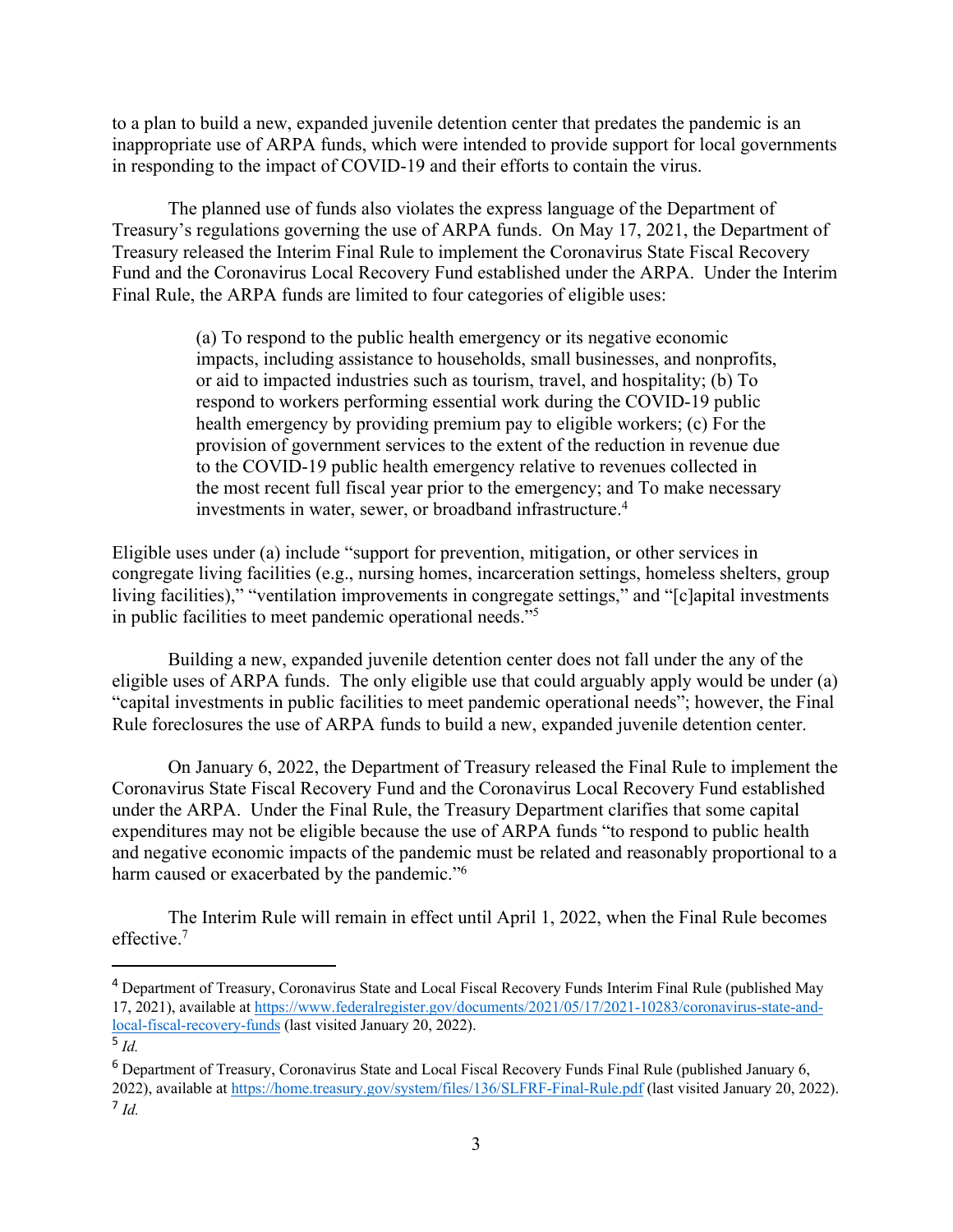to a plan to build a new, expanded juvenile detention center that predates the pandemic is an inappropriate use of ARPA funds, which were intended to provide support for local governments in responding to the impact of COVID-19 and their efforts to contain the virus.

The planned use of funds also violates the express language of the Department of Treasury's regulations governing the use of ARPA funds. On May 17, 2021, the Department of Treasury released the Interim Final Rule to implement the Coronavirus State Fiscal Recovery Fund and the Coronavirus Local Recovery Fund established under the ARPA. Under the Interim Final Rule, the ARPA funds are limited to four categories of eligible uses:

> (a) To respond to the public health emergency or its negative economic impacts, including assistance to households, small businesses, and nonprofits, or aid to impacted industries such as tourism, travel, and hospitality; (b) To respond to workers performing essential work during the COVID-19 public health emergency by providing premium pay to eligible workers; (c) For the provision of government services to the extent of the reduction in revenue due to the COVID-19 public health emergency relative to revenues collected in the most recent full fiscal year prior to the emergency; and To make necessary investments in water, sewer, or broadband infrastructure.[4]

Eligible uses under (a) include "support for prevention, mitigation, or other services in congregate living facilities (e.g., nursing homes, incarceration settings, homeless shelters, group living facilities)," "ventilation improvements in congregate settings," and "[c]apital investments in public facilities to meet pandemic operational needs."[5]

Building a new, expanded juvenile detention center does not fall under the any of the eligible uses of ARPA funds. The only eligible use that could arguably apply would be under (a) "capital investments in public facilities to meet pandemic operational needs"; however, the Final Rule foreclosures the use of ARPA funds to build a new, expanded juvenile detention center.

On January 6, 2022, the Department of Treasury released the Final Rule to implement the Coronavirus State Fiscal Recovery Fund and the Coronavirus Local Recovery Fund established under the ARPA. Under the Final Rule, the Treasury Department clarifies that some capital expenditures may not be eligible because the use of ARPA funds "to respond to public health and negative economic impacts of the pandemic must be related and reasonably proportional to a harm caused or exacerbated by the pandemic."[6]

The Interim Rule will remain in effect until April 1, 2022, when the Final Rule becomes effective.[7]

---

[4] Department of Treasury, Coronavirus State and Local Fiscal Recovery Funds Interim Final Rule (published May 17, 2021), available at https://www.federalregister.gov/documents/2021/05/17/2021-10283/coronavirus-state-and-local-fiscal-recovery-funds (last visited January 20, 2022).

[5] *Id.*

[6] Department of Treasury, Coronavirus State and Local Fiscal Recovery Funds Final Rule (published January 6, 2022), available at https://home.treasury.gov/system/files/136/SLFRF-Final-Rule.pdf (last visited January 20, 2022).

[7] *Id.*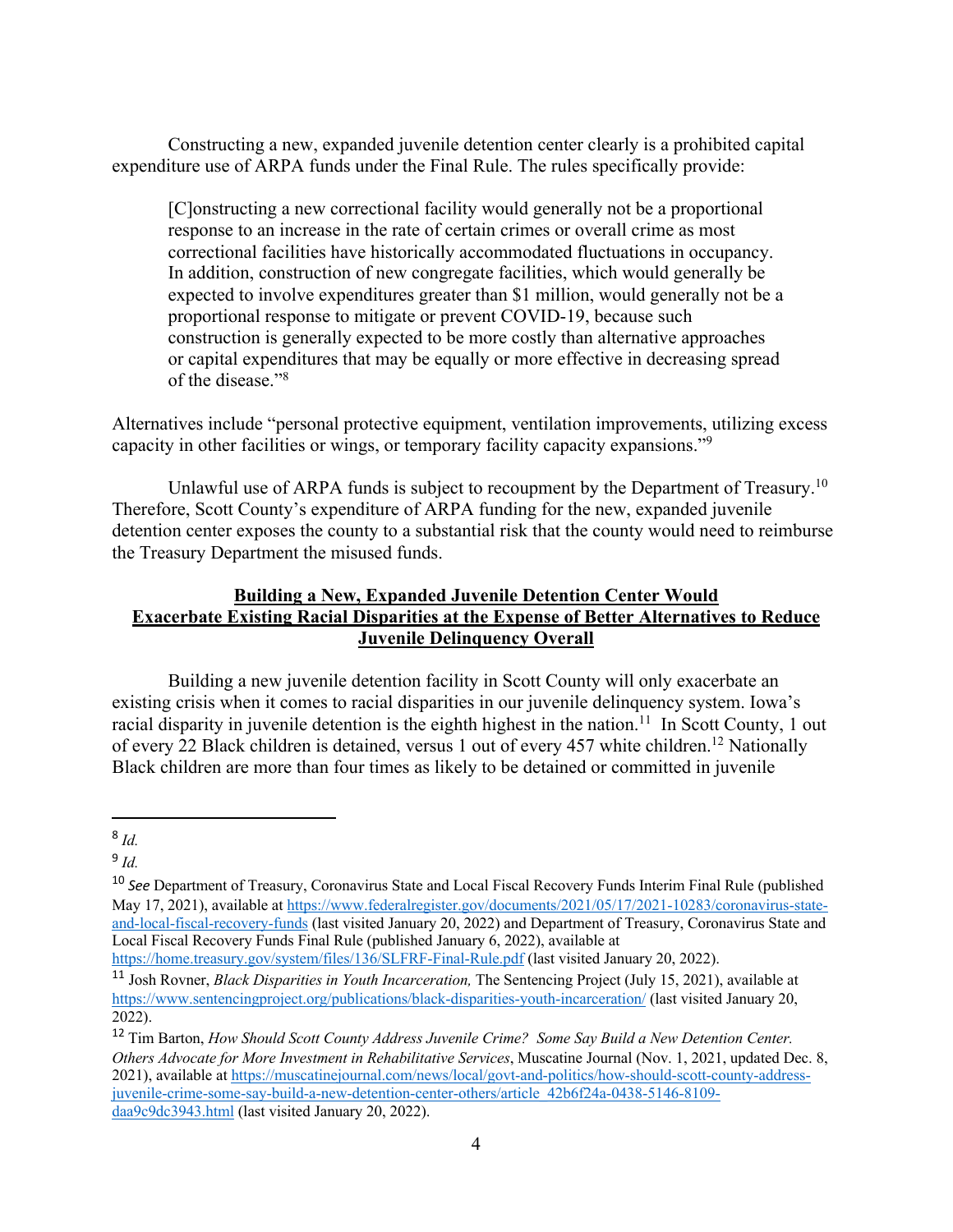Constructing a new, expanded juvenile detention center clearly is a prohibited capital expenditure use of ARPA funds under the Final Rule. The rules specifically provide:

> [C]onstructing a new correctional facility would generally not be a proportional response to an increase in the rate of certain crimes or overall crime as most correctional facilities have historically accommodated fluctuations in occupancy. In addition, construction of new congregate facilities, which would generally be expected to involve expenditures greater than $1 million, would generally not be a proportional response to mitigate or prevent COVID-19, because such construction is generally expected to be more costly than alternative approaches or capital expenditures that may be equally or more effective in decreasing spread of the disease."[8]

Alternatives include "personal protective equipment, ventilation improvements, utilizing excess capacity in other facilities or wings, or temporary facility capacity expansions."[9]

Unlawful use of ARPA funds is subject to recoupment by the Department of Treasury.[10] Therefore, Scott County's expenditure of ARPA funding for the new, expanded juvenile detention center exposes the county to a substantial risk that the county would need to reimburse the Treasury Department the misused funds.

**Building a New, Expanded Juvenile Detention Center Would Exacerbate Existing Racial Disparities at the Expense of Better Alternatives to Reduce Juvenile Delinquency Overall**

Building a new juvenile detention facility in Scott County will only exacerbate an existing crisis when it comes to racial disparities in our juvenile delinquency system. Iowa's racial disparity in juvenile detention is the eighth highest in the nation.[11] In Scott County, 1 out of every 22 Black children is detained, versus 1 out of every 457 white children.[12] Nationally Black children are more than four times as likely to be detained or committed in juvenile

---

[8] *Id.*

[9] *Id.*

[10] *See* Department of Treasury, Coronavirus State and Local Fiscal Recovery Funds Interim Final Rule (published May 17, 2021), available at https://www.federalregister.gov/documents/2021/05/17/2021-10283/coronavirus-state-and-local-fiscal-recovery-funds (last visited January 20, 2022) and Department of Treasury, Coronavirus State and Local Fiscal Recovery Funds Final Rule (published January 6, 2022), available at https://home.treasury.gov/system/files/136/SLFRF-Final-Rule.pdf (last visited January 20, 2022).

[11] Josh Rovner, *Black Disparities in Youth Incarceration,* The Sentencing Project (July 15, 2021), available at https://www.sentencingproject.org/publications/black-disparities-youth-incarceration/ (last visited January 20, 2022).

[12] Tim Barton, *How Should Scott County Address Juvenile Crime? Some Say Build a New Detention Center. Others Advocate for More Investment in Rehabilitative Services*, Muscatine Journal (Nov. 1, 2021, updated Dec. 8, 2021), available at https://muscatinejournal.com/news/local/govt-and-politics/how-should-scott-county-address-juvenile-crime-some-say-build-a-new-detention-center-others/article_42b6f24a-0438-5146-8109-daa9c9dc3943.html (last visited January 20, 2022).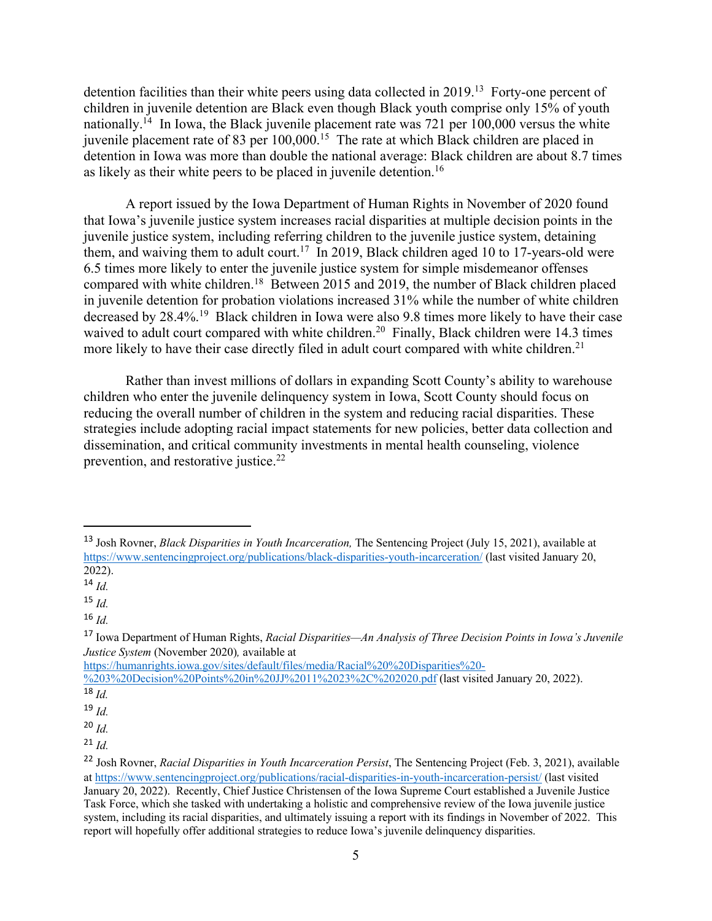detention facilities than their white peers using data collected in 2019.[13] Forty-one percent of children in juvenile detention are Black even though Black youth comprise only 15% of youth nationally.[14] In Iowa, the Black juvenile placement rate was 721 per 100,000 versus the white juvenile placement rate of 83 per 100,000.[15] The rate at which Black children are placed in detention in Iowa was more than double the national average: Black children are about 8.7 times as likely as their white peers to be placed in juvenile detention.[16]

A report issued by the Iowa Department of Human Rights in November of 2020 found that Iowa's juvenile justice system increases racial disparities at multiple decision points in the juvenile justice system, including referring children to the juvenile justice system, detaining them, and waiving them to adult court.[17] In 2019, Black children aged 10 to 17-years-old were 6.5 times more likely to enter the juvenile justice system for simple misdemeanor offenses compared with white children.[18] Between 2015 and 2019, the number of Black children placed in juvenile detention for probation violations increased 31% while the number of white children decreased by 28.4%.[19] Black children in Iowa were also 9.8 times more likely to have their case waived to adult court compared with white children.[20] Finally, Black children were 14.3 times more likely to have their case directly filed in adult court compared with white children.[21]

Rather than invest millions of dollars in expanding Scott County's ability to warehouse children who enter the juvenile delinquency system in Iowa, Scott County should focus on reducing the overall number of children in the system and reducing racial disparities. These strategies include adopting racial impact statements for new policies, better data collection and dissemination, and critical community investments in mental health counseling, violence prevention, and restorative justice.[22]

---

[13] Josh Rovner, *Black Disparities in Youth Incarceration,* The Sentencing Project (July 15, 2021), available at https://www.sentencingproject.org/publications/black-disparities-youth-incarceration/ (last visited January 20, 2022).

[14] *Id.*

[15] *Id.*

[16] *Id.*

[17] Iowa Department of Human Rights, *Racial Disparities—An Analysis of Three Decision Points in Iowa's Juvenile Justice System* (November 2020)*,* available at https://humanrights.iowa.gov/sites/default/files/media/Racial%20%20Disparities%20-%203%20Decision%20Points%20in%20JJ%2011%2023%2C%202020.pdf (last visited January 20, 2022).

[18] *Id.*

[19] *Id.*

[20] *Id.*

[21] *Id.*

[22] Josh Rovner, *Racial Disparities in Youth Incarceration Persist*, The Sentencing Project (Feb. 3, 2021), available at https://www.sentencingproject.org/publications/racial-disparities-in-youth-incarceration-persist/ (last visited January 20, 2022). Recently, Chief Justice Christensen of the Iowa Supreme Court established a Juvenile Justice Task Force, which she tasked with undertaking a holistic and comprehensive review of the Iowa juvenile justice system, including its racial disparities, and ultimately issuing a report with its findings in November of 2022. This report will hopefully offer additional strategies to reduce Iowa's juvenile delinquency disparities.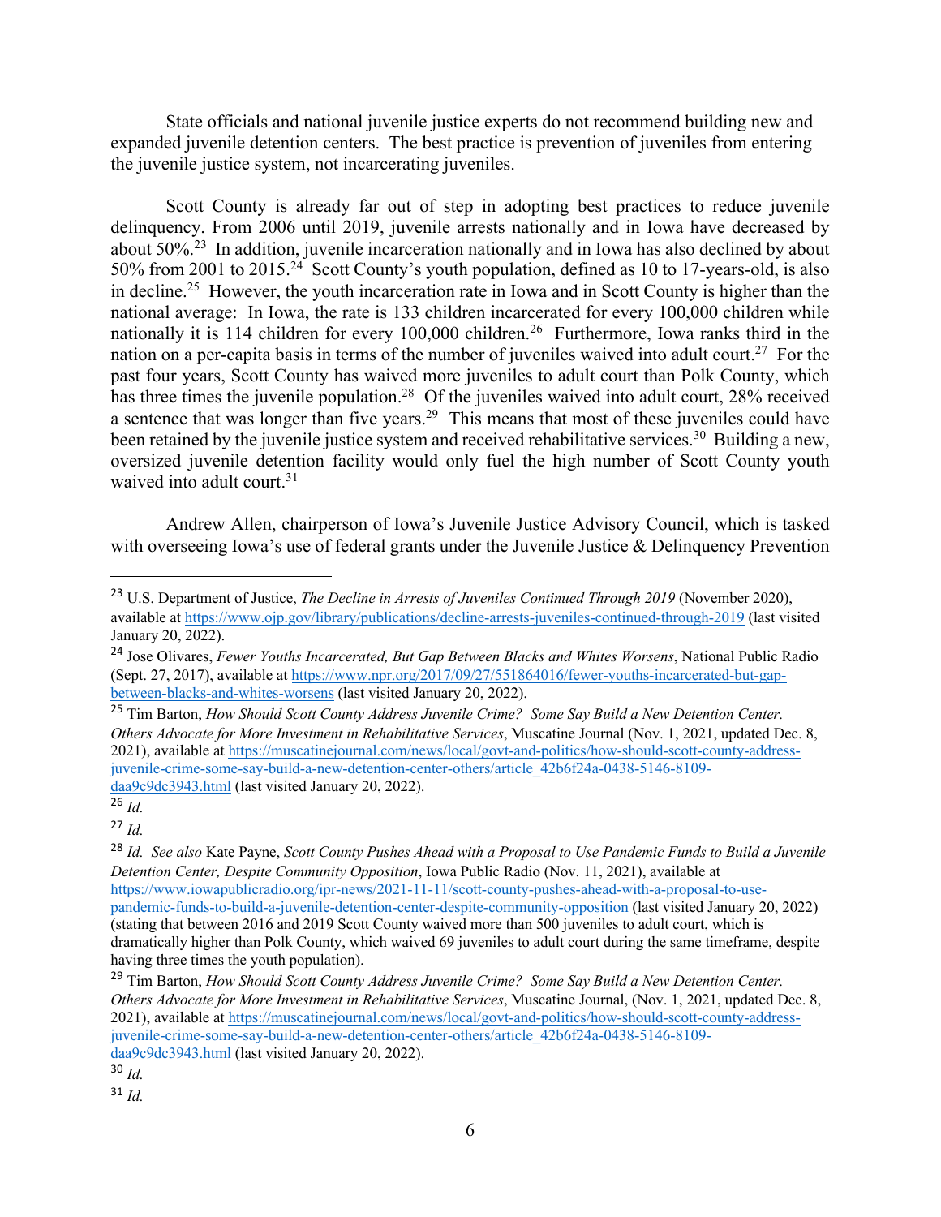State officials and national juvenile justice experts do not recommend building new and expanded juvenile detention centers. The best practice is prevention of juveniles from entering the juvenile justice system, not incarcerating juveniles.

Scott County is already far out of step in adopting best practices to reduce juvenile delinquency. From 2006 until 2019, juvenile arrests nationally and in Iowa have decreased by about 50%.[23] In addition, juvenile incarceration nationally and in Iowa has also declined by about 50% from 2001 to 2015.[24] Scott County's youth population, defined as 10 to 17-years-old, is also in decline.[25] However, the youth incarceration rate in Iowa and in Scott County is higher than the national average: In Iowa, the rate is 133 children incarcerated for every 100,000 children while nationally it is 114 children for every 100,000 children.[26] Furthermore, Iowa ranks third in the nation on a per-capita basis in terms of the number of juveniles waived into adult court.[27] For the past four years, Scott County has waived more juveniles to adult court than Polk County, which has three times the juvenile population.[28] Of the juveniles waived into adult court, 28% received a sentence that was longer than five years.[29] This means that most of these juveniles could have been retained by the juvenile justice system and received rehabilitative services.[30] Building a new, oversized juvenile detention facility would only fuel the high number of Scott County youth waived into adult court.[31]

Andrew Allen, chairperson of Iowa's Juvenile Justice Advisory Council, which is tasked with overseeing Iowa's use of federal grants under the Juvenile Justice & Delinquency Prevention

---

[23] U.S. Department of Justice, *The Decline in Arrests of Juveniles Continued Through 2019* (November 2020), available at https://www.ojp.gov/library/publications/decline-arrests-juveniles-continued-through-2019 (last visited January 20, 2022).

[24] Jose Olivares, *Fewer Youths Incarcerated, But Gap Between Blacks and Whites Worsens*, National Public Radio (Sept. 27, 2017), available at https://www.npr.org/2017/09/27/551864016/fewer-youths-incarcerated-but-gap-between-blacks-and-whites-worsens (last visited January 20, 2022).

[25] Tim Barton, *How Should Scott County Address Juvenile Crime? Some Say Build a New Detention Center. Others Advocate for More Investment in Rehabilitative Services*, Muscatine Journal (Nov. 1, 2021, updated Dec. 8, 2021), available at https://muscatinejournal.com/news/local/govt-and-politics/how-should-scott-county-address-juvenile-crime-some-say-build-a-new-detention-center-others/article_42b6f24a-0438-5146-8109-daa9c9dc3943.html (last visited January 20, 2022).

[26] *Id.*

[27] *Id.*

[28] *Id. See also* Kate Payne, *Scott County Pushes Ahead with a Proposal to Use Pandemic Funds to Build a Juvenile Detention Center, Despite Community Opposition*, Iowa Public Radio (Nov. 11, 2021), available at https://www.iowapublicradio.org/ipr-news/2021-11-11/scott-county-pushes-ahead-with-a-proposal-to-use-pandemic-funds-to-build-a-juvenile-detention-center-despite-community-opposition (last visited January 20, 2022) (stating that between 2016 and 2019 Scott County waived more than 500 juveniles to adult court, which is dramatically higher than Polk County, which waived 69 juveniles to adult court during the same timeframe, despite having three times the youth population).

[29] Tim Barton, *How Should Scott County Address Juvenile Crime? Some Say Build a New Detention Center. Others Advocate for More Investment in Rehabilitative Services*, Muscatine Journal, (Nov. 1, 2021, updated Dec. 8, 2021), available at https://muscatinejournal.com/news/local/govt-and-politics/how-should-scott-county-address-juvenile-crime-some-say-build-a-new-detention-center-others/article_42b6f24a-0438-5146-8109-daa9c9dc3943.html (last visited January 20, 2022).

[30] *Id.*

[31] *Id.*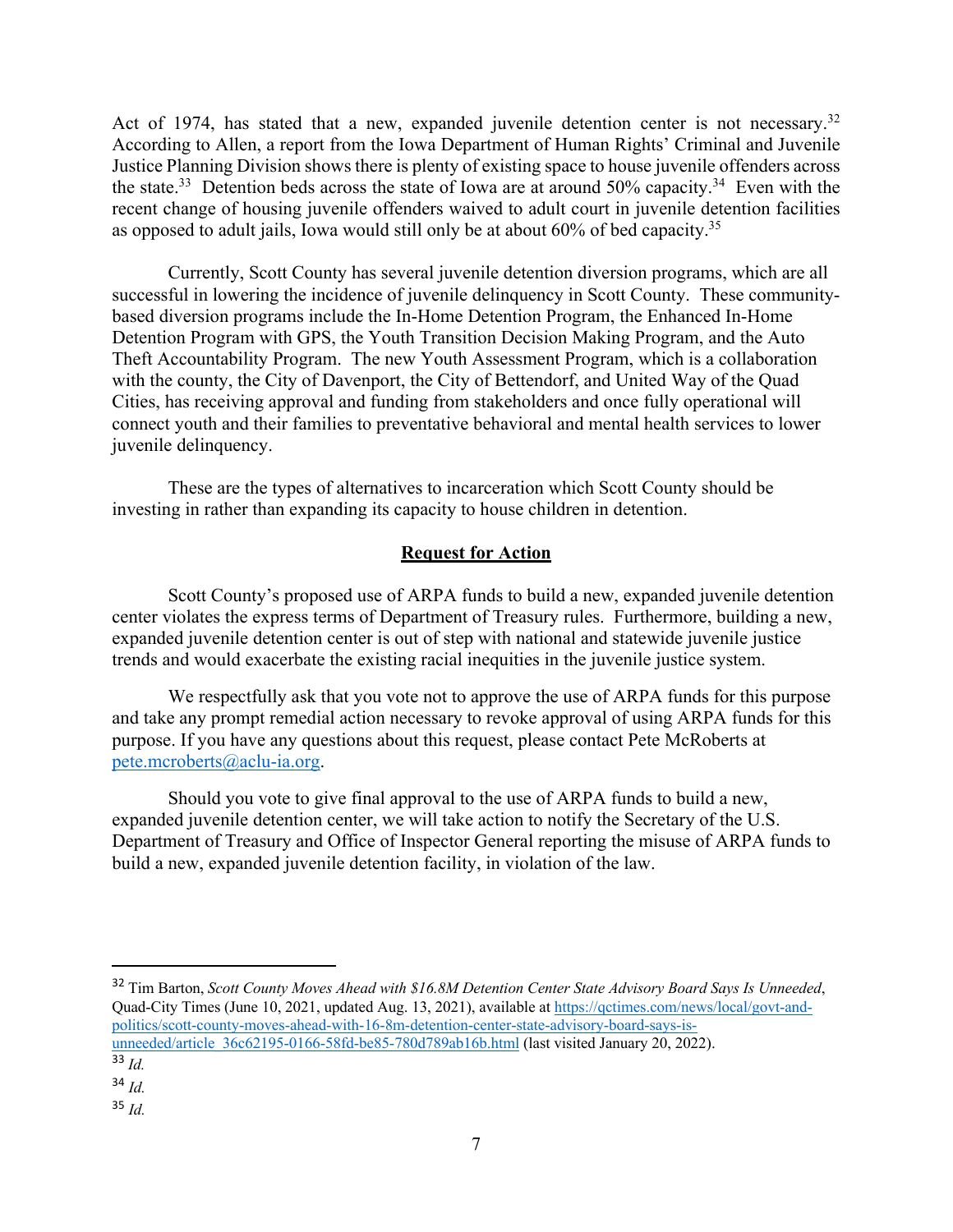Act of 1974, has stated that a new, expanded juvenile detention center is not necessary.[32] According to Allen, a report from the Iowa Department of Human Rights' Criminal and Juvenile Justice Planning Division shows there is plenty of existing space to house juvenile offenders across the state.[33] Detention beds across the state of Iowa are at around 50% capacity.[34] Even with the recent change of housing juvenile offenders waived to adult court in juvenile detention facilities as opposed to adult jails, Iowa would still only be at about 60% of bed capacity.[35]

Currently, Scott County has several juvenile detention diversion programs, which are all successful in lowering the incidence of juvenile delinquency in Scott County. These community-based diversion programs include the In-Home Detention Program, the Enhanced In-Home Detention Program with GPS, the Youth Transition Decision Making Program, and the Auto Theft Accountability Program. The new Youth Assessment Program, which is a collaboration with the county, the City of Davenport, the City of Bettendorf, and United Way of the Quad Cities, has receiving approval and funding from stakeholders and once fully operational will connect youth and their families to preventative behavioral and mental health services to lower juvenile delinquency.

These are the types of alternatives to incarceration which Scott County should be investing in rather than expanding its capacity to house children in detention.

## **Request for Action**

Scott County's proposed use of ARPA funds to build a new, expanded juvenile detention center violates the express terms of Department of Treasury rules. Furthermore, building a new, expanded juvenile detention center is out of step with national and statewide juvenile justice trends and would exacerbate the existing racial inequities in the juvenile justice system.

We respectfully ask that you vote not to approve the use of ARPA funds for this purpose and take any prompt remedial action necessary to revoke approval of using ARPA funds for this purpose. If you have any questions about this request, please contact Pete McRoberts at pete.mcroberts@aclu-ia.org.

Should you vote to give final approval to the use of ARPA funds to build a new, expanded juvenile detention center, we will take action to notify the Secretary of the U.S. Department of Treasury and Office of Inspector General reporting the misuse of ARPA funds to build a new, expanded juvenile detention facility, in violation of the law.

---

[32] Tim Barton, *Scott County Moves Ahead with $16.8M Detention Center State Advisory Board Says Is Unneeded*, Quad-City Times (June 10, 2021, updated Aug. 13, 2021), available at https://qctimes.com/news/local/govt-and-politics/scott-county-moves-ahead-with-16-8m-detention-center-state-advisory-board-says-is-unneeded/article_36c62195-0166-58fd-be85-780d789ab16b.html (last visited January 20, 2022).

[33] *Id.*

[34] *Id.*

[35] *Id.*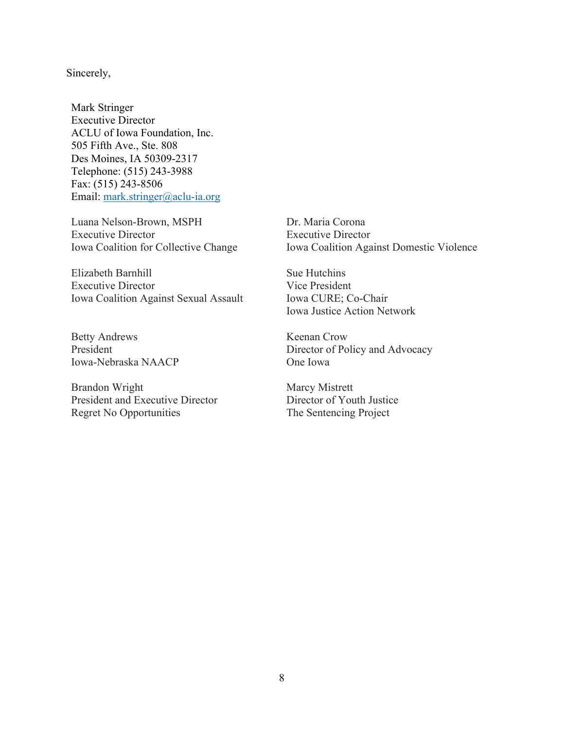Sincerely,

Mark Stringer
Executive Director
ACLU of Iowa Foundation, Inc.
505 Fifth Ave., Ste. 808
Des Moines, IA 50309-2317
Telephone: (515) 243-3988
Fax: (515) 243-8506
Email: mark.stringer@aclu-ia.org

Luana Nelson-Brown, MSPH
Executive Director
Iowa Coalition for Collective Change

Dr. Maria Corona
Executive Director
Iowa Coalition Against Domestic Violence

Elizabeth Barnhill
Executive Director
Iowa Coalition Against Sexual Assault

Sue Hutchins
Vice President
Iowa CURE; Co-Chair
Iowa Justice Action Network

Betty Andrews
President
Iowa-Nebraska NAACP

Keenan Crow
Director of Policy and Advocacy
One Iowa

Brandon Wright
President and Executive Director
Regret No Opportunities

Marcy Mistrett
Director of Youth Justice
The Sentencing Project